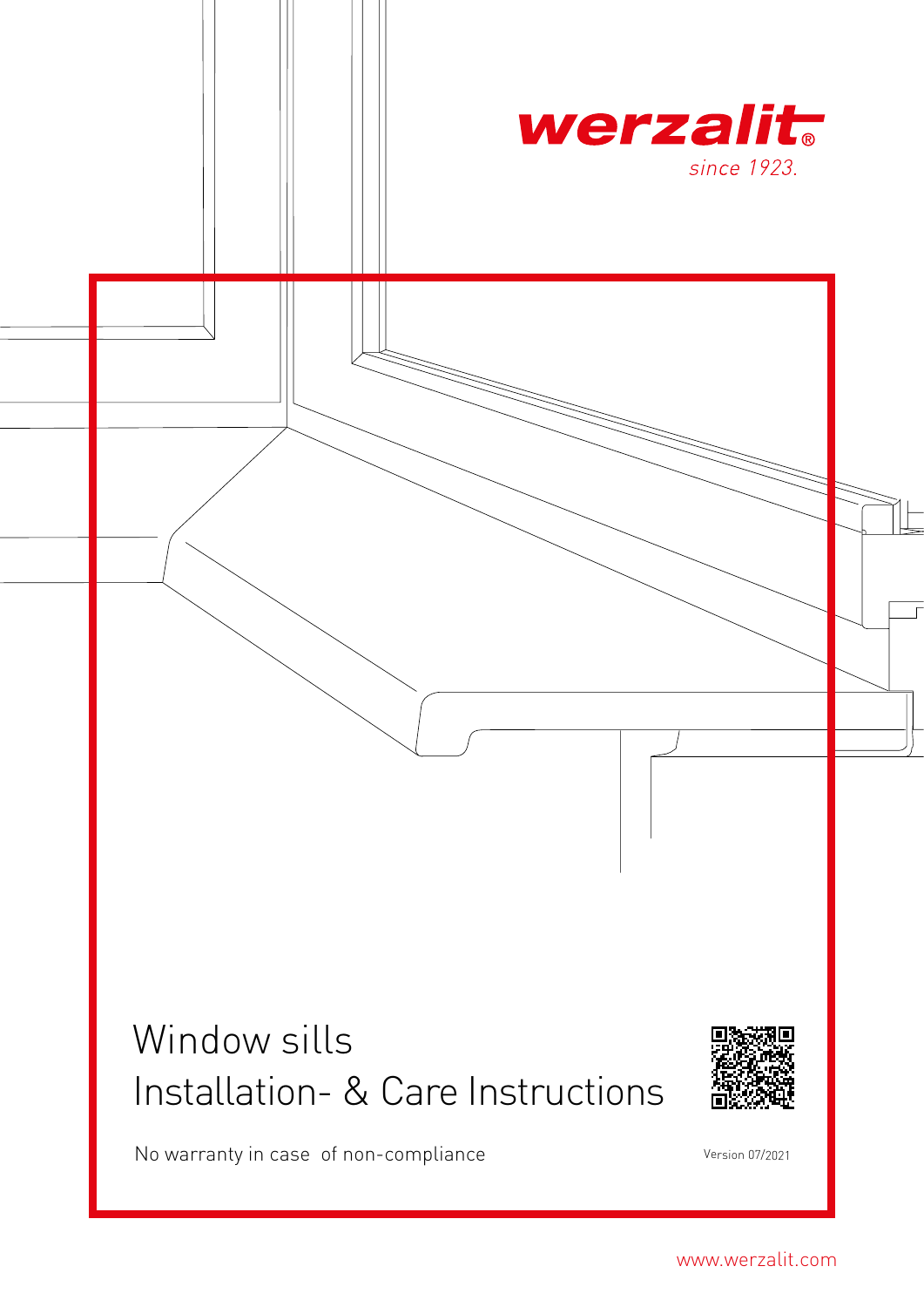werzalit®

*since 1923.*

# Window sills
# Installation- & Care Instructions

No warranty in case of non-compliance

Version 07/2021

www.werzalit.com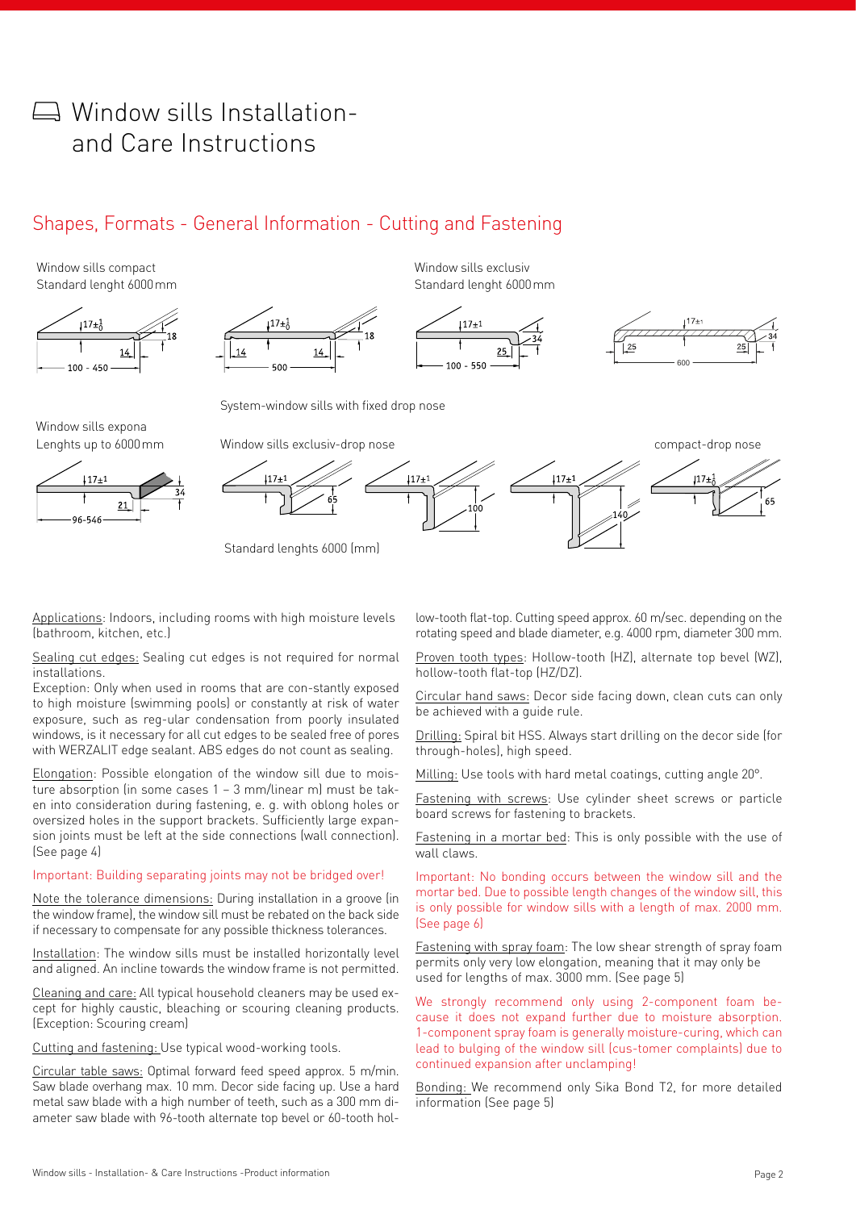# Window sills Installation- and Care Instructions

## Shapes, Formats - General Information - Cutting and Fastening

Window sills compact
Standard lenght 6000 mm

Window sills exclusiv
Standard lenght 6000 mm

System-window sills with fixed drop nose

Window sills expona
Lenghts up to 6000 mm

Window sills exclusiv-drop nose

compact-drop nose

Standard lenghts 6000 (mm)

Applications: Indoors, including rooms with high moisture levels (bathroom, kitchen, etc.)

Sealing cut edges: Sealing cut edges is not required for normal installations.
Exception: Only when used in rooms that are con-stantly exposed to high moisture (swimming pools) or constantly at risk of water exposure, such as reg-ular condensation from poorly insulated windows, is it necessary for all cut edges to be sealed free of pores with WERZALIT edge sealant. ABS edges do not count as sealing.

Elongation: Possible elongation of the window sill due to moisture absorption (in some cases 1 – 3 mm/linear m) must be taken into consideration during fastening, e. g. with oblong holes or oversized holes in the support brackets. Sufficiently large expansion joints must be left at the side connections (wall connection). (See page 4)

Important: Building separating joints may not be bridged over!

Note the tolerance dimensions: During installation in a groove (in the window frame), the window sill must be rebated on the back side if necessary to compensate for any possible thickness tolerances.

Installation: The window sills must be installed horizontally level and aligned. An incline towards the window frame is not permitted.

Cleaning and care: All typical household cleaners may be used except for highly caustic, bleaching or scouring cleaning products. (Exception: Scouring cream)

Cutting and fastening: Use typical wood-working tools.

Circular table saws: Optimal forward feed speed approx. 5 m/min. Saw blade overhang max. 10 mm. Decor side facing up. Use a hard metal saw blade with a high number of teeth, such as a 300 mm diameter saw blade with 96-tooth alternate top bevel or 60-tooth hollow-tooth flat-top. Cutting speed approx. 60 m/sec. depending on the rotating speed and blade diameter, e.g. 4000 rpm, diameter 300 mm.

Proven tooth types: Hollow-tooth (HZ), alternate top bevel (WZ), hollow-tooth flat-top (HZ/DZ).

Circular hand saws: Decor side facing down, clean cuts can only be achieved with a guide rule.

Drilling: Spiral bit HSS. Always start drilling on the decor side (for through-holes), high speed.

Milling: Use tools with hard metal coatings, cutting angle 20°.

Fastening with screws: Use cylinder sheet screws or particle board screws for fastening to brackets.

Fastening in a mortar bed: This is only possible with the use of wall claws.

Important: No bonding occurs between the window sill and the mortar bed. Due to possible length changes of the window sill, this is only possible for window sills with a length of max. 2000 mm. (See page 6)

Fastening with spray foam: The low shear strength of spray foam permits only very low elongation, meaning that it may only be used for lengths of max. 3000 mm. (See page 5)

We strongly recommend only using 2-component foam because it does not expand further due to moisture absorption. 1-component spray foam is generally moisture-curing, which can lead to bulging of the window sill (cus-tomer complaints) due to continued expansion after unclamping!

Bonding: We recommend only Sika Bond T2, for more detailed information (See page 5)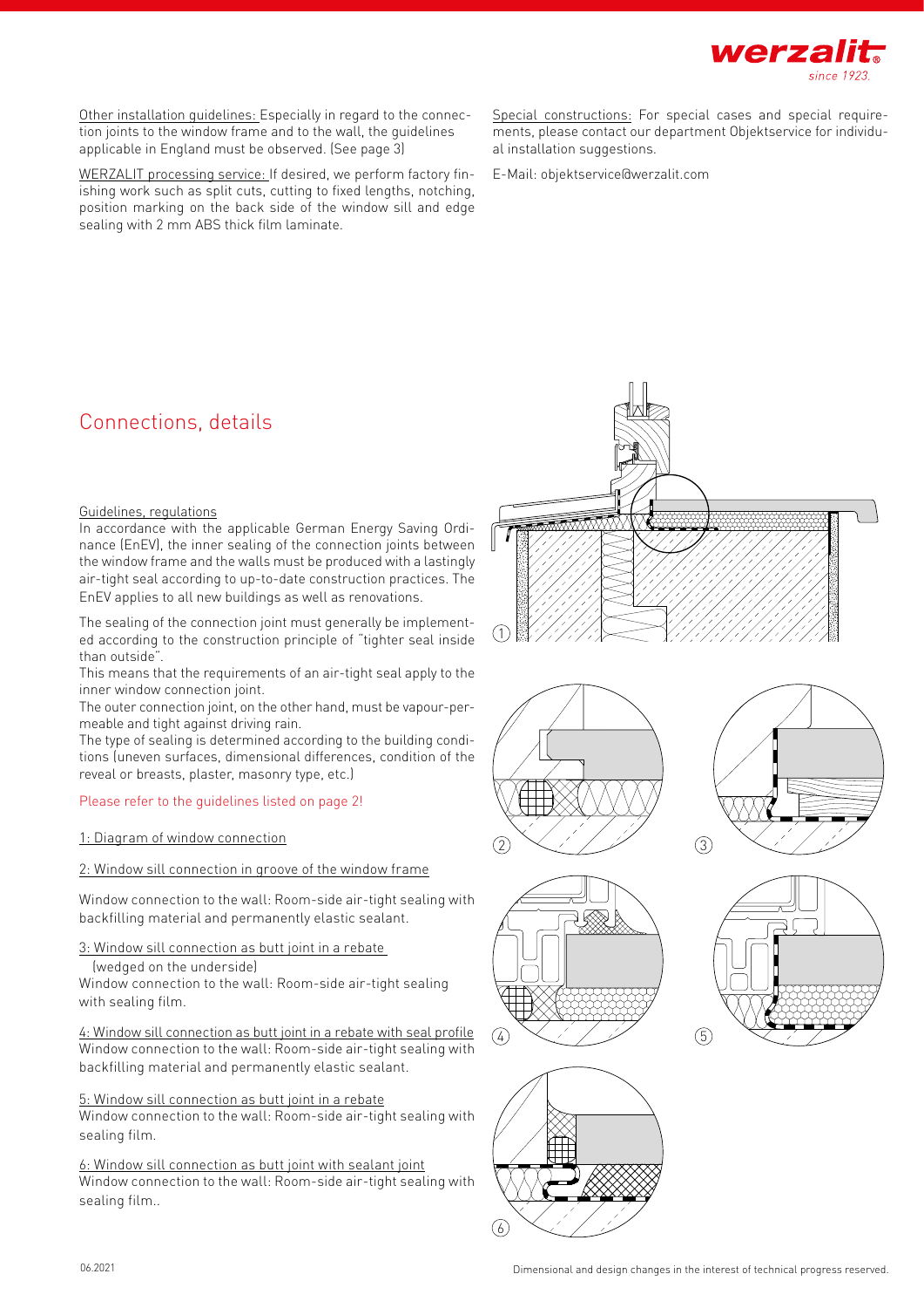Other installation guidelines: Especially in regard to the connection joints to the window frame and to the wall, the guidelines applicable in England must be observed. (See page 3)

WERZALIT processing service: If desired, we perform factory finishing work such as split cuts, cutting to fixed lengths, notching, position marking on the back side of the window sill and edge sealing with 2 mm ABS thick film laminate.

Special constructions: For special cases and special requirements, please contact our department Objektservice for individual installation suggestions.

E-Mail: objektservice@werzalit.com

# Connections, details

Guidelines, regulations

In accordance with the applicable German Energy Saving Ordinance (EnEV), the inner sealing of the connection joints between the window frame and the walls must be produced with a lastingly air-tight seal according to up-to-date construction practices. The EnEV applies to all new buildings as well as renovations.

The sealing of the connection joint must generally be implemented according to the construction principle of "tighter seal inside than outside".

This means that the requirements of an air-tight seal apply to the inner window connection joint.

The outer connection joint, on the other hand, must be vapour-permeable and tight against driving rain.

The type of sealing is determined according to the building conditions (uneven surfaces, dimensional differences, condition of the reveal or breasts, plaster, masonry type, etc.)

Please refer to the guidelines listed on page 2!

1: Diagram of window connection

2: Window sill connection in groove of the window frame

Window connection to the wall: Room-side air-tight sealing with backfilling material and permanently elastic sealant.

3: Window sill connection as butt joint in a rebate (wedged on the underside)

Window connection to the wall: Room-side air-tight sealing with sealing film.

4: Window sill connection as butt joint in a rebate with seal profile

Window connection to the wall: Room-side air-tight sealing with backfilling material and permanently elastic sealant.

5: Window sill connection as butt joint in a rebate

Window connection to the wall: Room-side air-tight sealing with sealing film.

6: Window sill connection as butt joint with sealant joint

Window connection to the wall: Room-side air-tight sealing with sealing film..

06.2021

Dimensional and design changes in the interest of technical progress reserved.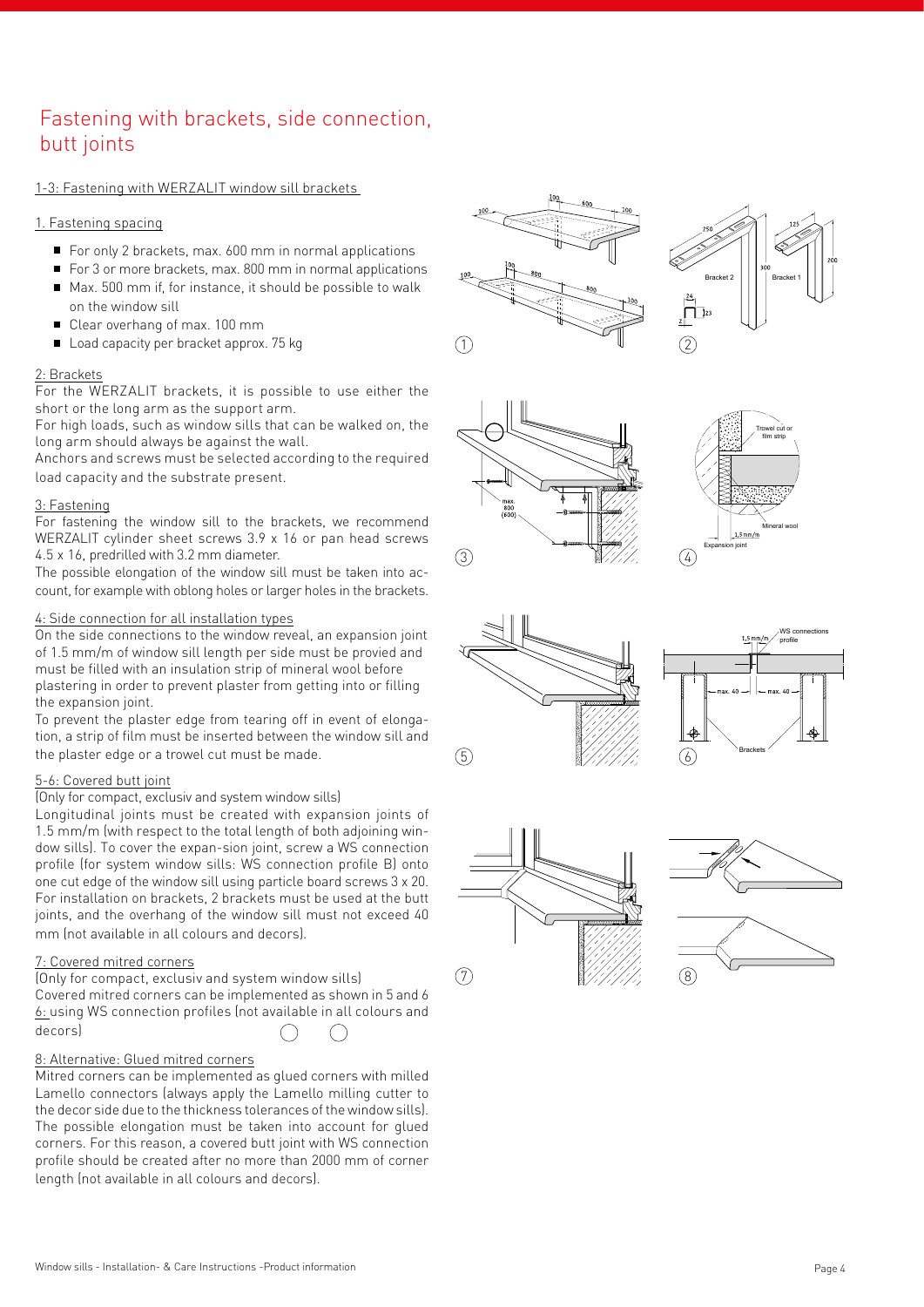# Fastening with brackets, side connection, butt joints

## 1-3: Fastening with WERZALIT window sill brackets

### 1. Fastening spacing

- For only 2 brackets, max. 600 mm in normal applications
- For 3 or more brackets, max. 800 mm in normal applications
- Max. 500 mm if, for instance, it should be possible to walk on the window sill
- Clear overhang of max. 100 mm
- Load capacity per bracket approx. 75 kg

### 2: Brackets

For the WERZALIT brackets, it is possible to use either the short or the long arm as the support arm.
For high loads, such as window sills that can be walked on, the long arm should always be against the wall.
Anchors and screws must be selected according to the required load capacity and the substrate present.

### 3: Fastening

For fastening the window sill to the brackets, we recommend WERZALIT cylinder sheet screws 3.9 x 16 or pan head screws 4.5 x 16, predrilled with 3.2 mm diameter.
The possible elongation of the window sill must be taken into account, for example with oblong holes or larger holes in the brackets.

### 4: Side connection for all installation types

On the side connections to the window reveal, an expansion joint of 1.5 mm/m of window sill length per side must be provied and must be filled with an insulation strip of mineral wool before plastering in order to prevent plaster from getting into or filling the expansion joint.
To prevent the plaster edge from tearing off in event of elongation, a strip of film must be inserted between the window sill and the plaster edge or a trowel cut must be made.

### 5-6: Covered butt joint

(Only for compact, exclusiv and system window sills)
Longitudinal joints must be created with expansion joints of 1.5 mm/m (with respect to the total length of both adjoining window sills). To cover the expan-sion joint, screw a WS connection profile (for system window sills: WS connection profile B) onto one cut edge of the window sill using particle board screws 3 x 20.
For installation on brackets, 2 brackets must be used at the butt joints, and the overhang of the window sill must not exceed 40 mm (not available in all colours and decors).

### 7: Covered mitred corners

(Only for compact, exclusiv and system window sills)
Covered mitred corners can be implemented as shown in 5 and 6 using WS connection profiles (not available in all colours and decors)

### 8: Alternative: Glued mitred corners

Mitred corners can be implemented as glued corners with milled Lamello connectors (always apply the Lamello milling cutter to the decor side due to the thickness tolerances of the window sills). The possible elongation must be taken into account for glued corners. For this reason, a covered butt joint with WS connection profile should be created after no more than 2000 mm of corner length (not available in all colours and decors).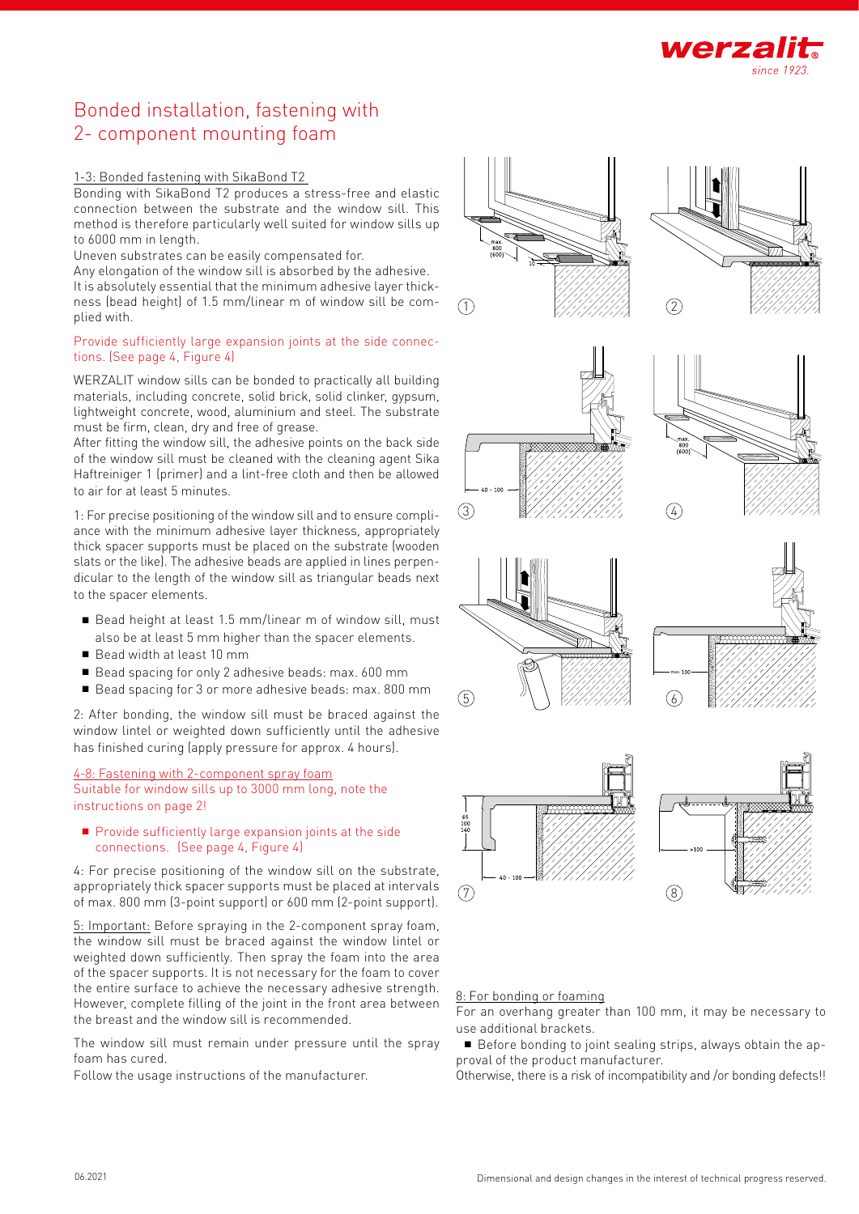# Bonded installation, fastening with 2- component mounting foam

1-3: Bonded fastening with SikaBond T2

Bonding with SikaBond T2 produces a stress-free and elastic connection between the substrate and the window sill. This method is therefore particularly well suited for window sills up to 6000 mm in length.

Uneven substrates can be easily compensated for.

Any elongation of the window sill is absorbed by the adhesive.

It is absolutely essential that the minimum adhesive layer thickness (bead height) of 1.5 mm/linear m of window sill be complied with.

Provide sufficiently large expansion joints at the side connections. (See page 4, Figure 4)

WERZALIT window sills can be bonded to practically all building materials, including concrete, solid brick, solid clinker, gypsum, lightweight concrete, wood, aluminium and steel. The substrate must be firm, clean, dry and free of grease.

After fitting the window sill, the adhesive points on the back side of the window sill must be cleaned with the cleaning agent Sika Haftreiniger 1 (primer) and a lint-free cloth and then be allowed to air for at least 5 minutes.

1: For precise positioning of the window sill and to ensure compliance with the minimum adhesive layer thickness, appropriately thick spacer supports must be placed on the substrate (wooden slats or the like). The adhesive beads are applied in lines perpendicular to the length of the window sill as triangular beads next to the spacer elements.

- Bead height at least 1.5 mm/linear m of window sill, must also be at least 5 mm higher than the spacer elements.
- Bead width at least 10 mm
- Bead spacing for only 2 adhesive beads: max. 600 mm
- Bead spacing for 3 or more adhesive beads: max. 800 mm

2: After bonding, the window sill must be braced against the window lintel or weighted down sufficiently until the adhesive has finished curing (apply pressure for approx. 4 hours).

4-8: Fastening with 2-component spray foam

Suitable for window sills up to 3000 mm long, note the instructions on page 2!

- Provide sufficiently large expansion joints at the side connections. (See page 4, Figure 4)

4: For precise positioning of the window sill on the substrate, appropriately thick spacer supports must be placed at intervals of max. 800 mm (3-point support) or 600 mm (2-point support).

5: Important: Before spraying in the 2-component spray foam, the window sill must be braced against the window lintel or weighted down sufficiently. Then spray the foam into the area of the spacer supports. It is not necessary for the foam to cover the entire surface to achieve the necessary adhesive strength. However, complete filling of the joint in the front area between the breast and the window sill is recommended.

The window sill must remain under pressure until the spray foam has cured.

Follow the usage instructions of the manufacturer.

8: For bonding or foaming

For an overhang greater than 100 mm, it may be necessary to use additional brackets.

- Before bonding to joint sealing strips, always obtain the approval of the product manufacturer.

Otherwise, there is a risk of incompatibility and /or bonding defects!!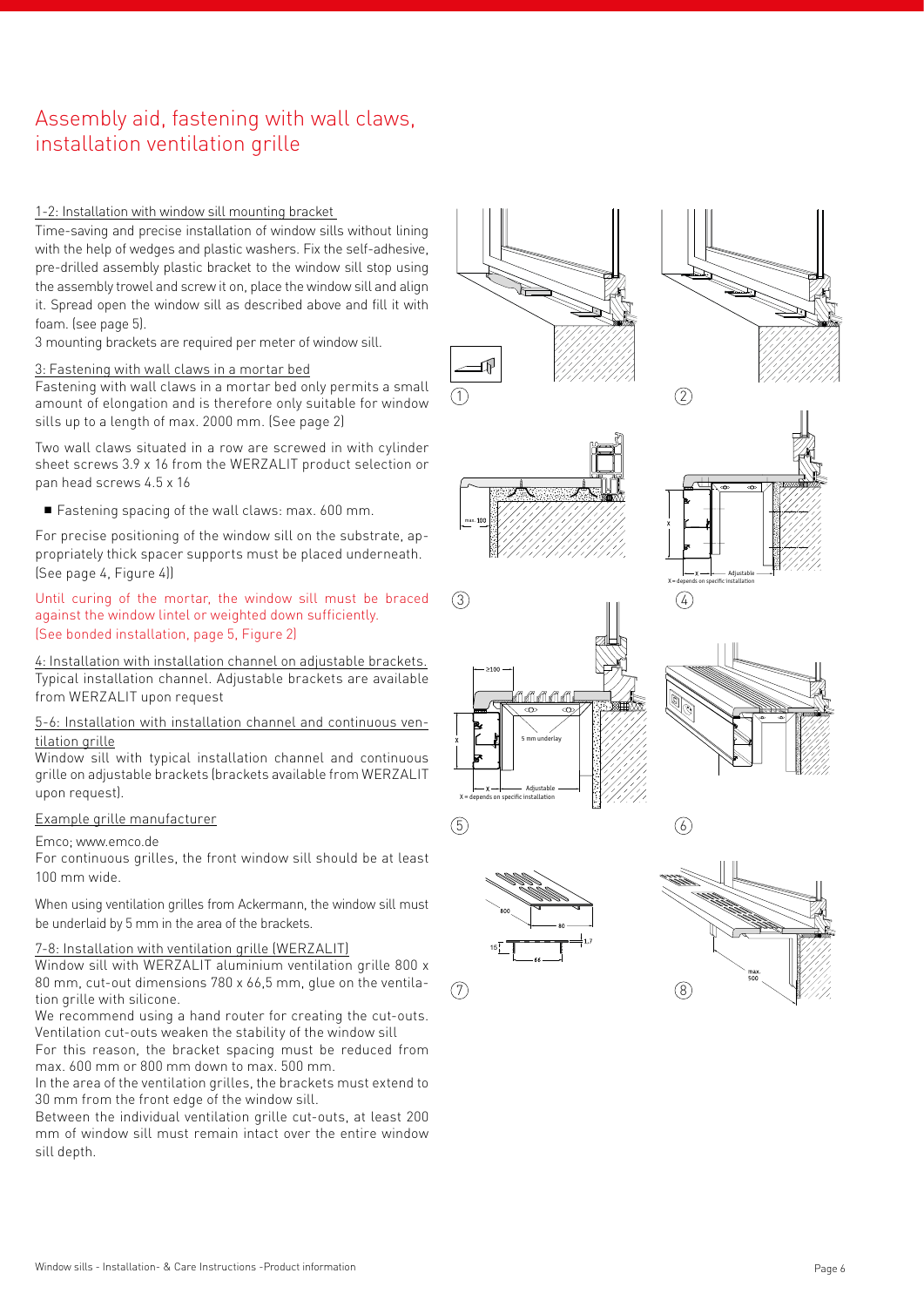# Assembly aid, fastening with wall claws, installation ventilation grille

1-2: Installation with window sill mounting bracket

Time-saving and precise installation of window sills without lining with the help of wedges and plastic washers. Fix the self-adhesive, pre-drilled assembly plastic bracket to the window sill stop using the assembly trowel and screw it on, place the window sill and align it. Spread open the window sill as described above and fill it with foam. (see page 5).

3 mounting brackets are required per meter of window sill.

3: Fastening with wall claws in a mortar bed

Fastening with wall claws in a mortar bed only permits a small amount of elongation and is therefore only suitable for window sills up to a length of max. 2000 mm. (See page 2)

Two wall claws situated in a row are screwed in with cylinder sheet screws 3.9 x 16 from the WERZALIT product selection or pan head screws 4.5 x 16

- Fastening spacing of the wall claws: max. 600 mm.

For precise positioning of the window sill on the substrate, appropriately thick spacer supports must be placed underneath. (See page 4, Figure 4))

Until curing of the mortar, the window sill must be braced against the window lintel or weighted down sufficiently. (See bonded installation, page 5, Figure 2)

4: Installation with installation channel on adjustable brackets.

Typical installation channel. Adjustable brackets are available from WERZALIT upon request

5-6: Installation with installation channel and continuous ventilation grille

Window sill with typical installation channel and continuous grille on adjustable brackets (brackets available from WERZALIT upon request).

Example grille manufacturer

Emco; www.emco.de

For continuous grilles, the front window sill should be at least 100 mm wide.

When using ventilation grilles from Ackermann, the window sill must be underlaid by 5 mm in the area of the brackets.

7-8: Installation with ventilation grille (WERZALIT)

Window sill with WERZALIT aluminium ventilation grille 800 x 80 mm, cut-out dimensions 780 x 66,5 mm, glue on the ventilation grille with silicone.

We recommend using a hand router for creating the cut-outs. Ventilation cut-outs weaken the stability of the window sill

For this reason, the bracket spacing must be reduced from max. 600 mm or 800 mm down to max. 500 mm.

In the area of the ventilation grilles, the brackets must extend to 30 mm from the front edge of the window sill.

Between the individual ventilation grille cut-outs, at least 200 mm of window sill must remain intact over the entire window sill depth.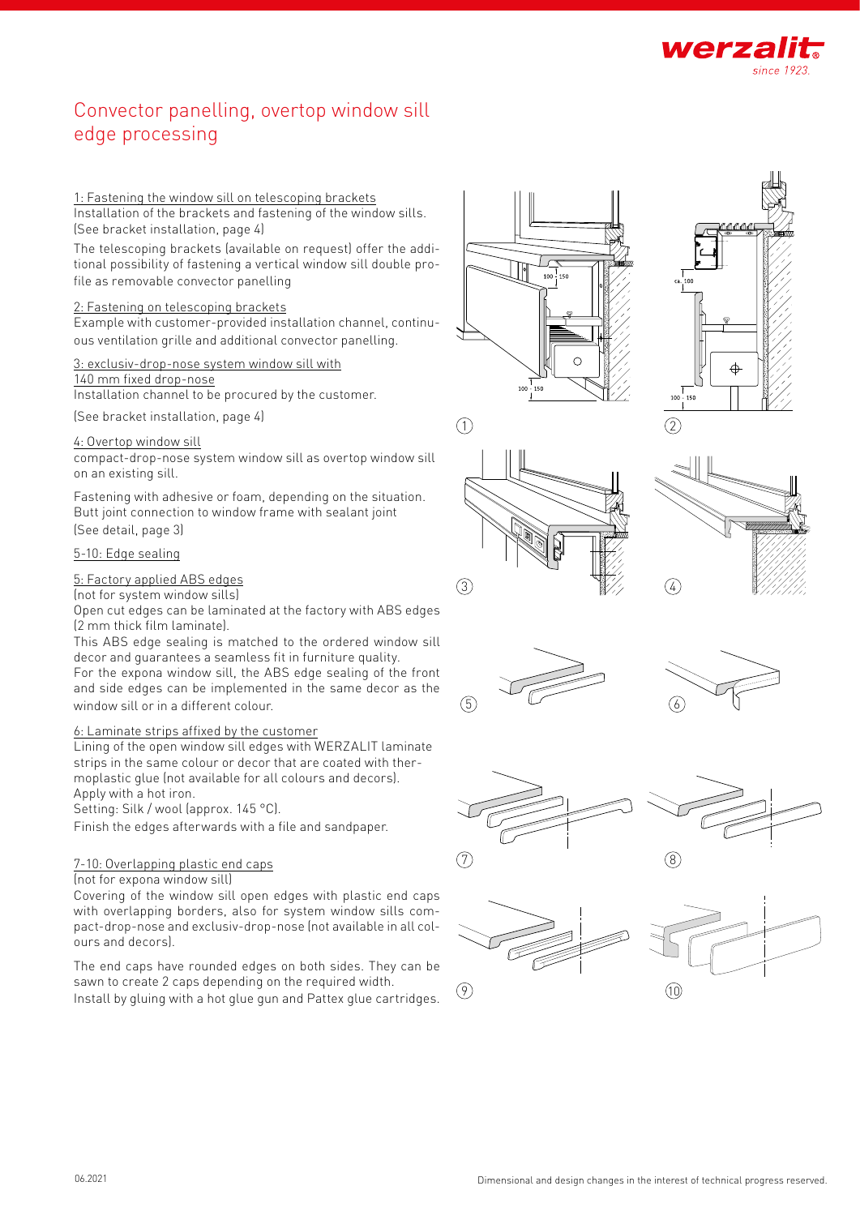# Convector panelling, overtop window sill edge processing

1: Fastening the window sill on telescoping brackets
Installation of the brackets and fastening of the window sills. (See bracket installation, page 4)

The telescoping brackets (available on request) offer the additional possibility of fastening a vertical window sill double profile as removable convector panelling

2: Fastening on telescoping brackets
Example with customer-provided installation channel, continuous ventilation grille and additional convector panelling.

3: exclusiv-drop-nose system window sill with 140 mm fixed drop-nose
Installation channel to be procured by the customer.

(See bracket installation, page 4)

4: Overtop window sill
compact-drop-nose system window sill as overtop window sill on an existing sill.

Fastening with adhesive or foam, depending on the situation. Butt joint connection to window frame with sealant joint (See detail, page 3)

5-10: Edge sealing

5: Factory applied ABS edges
(not for system window sills)
Open cut edges can be laminated at the factory with ABS edges (2 mm thick film laminate).
This ABS edge sealing is matched to the ordered window sill decor and guarantees a seamless fit in furniture quality.
For the expona window sill, the ABS edge sealing of the front and side edges can be implemented in the same decor as the window sill or in a different colour.

6: Laminate strips affixed by the customer
Lining of the open window sill edges with WERZALIT laminate strips in the same colour or decor that are coated with thermoplastic glue (not available for all colours and decors).
Apply with a hot iron.
Setting: Silk / wool (approx. 145 °C).
Finish the edges afterwards with a file and sandpaper.

7-10: Overlapping plastic end caps
(not for expona window sill)
Covering of the window sill open edges with plastic end caps with overlapping borders, also for system window sills compact-drop-nose and exclusiv-drop-nose (not available in all colours and decors).

The end caps have rounded edges on both sides. They can be sawn to create 2 caps depending on the required width.
Install by gluing with a hot glue gun and Pattex glue cartridges.

06.2021

Dimensional and design changes in the interest of technical progress reserved.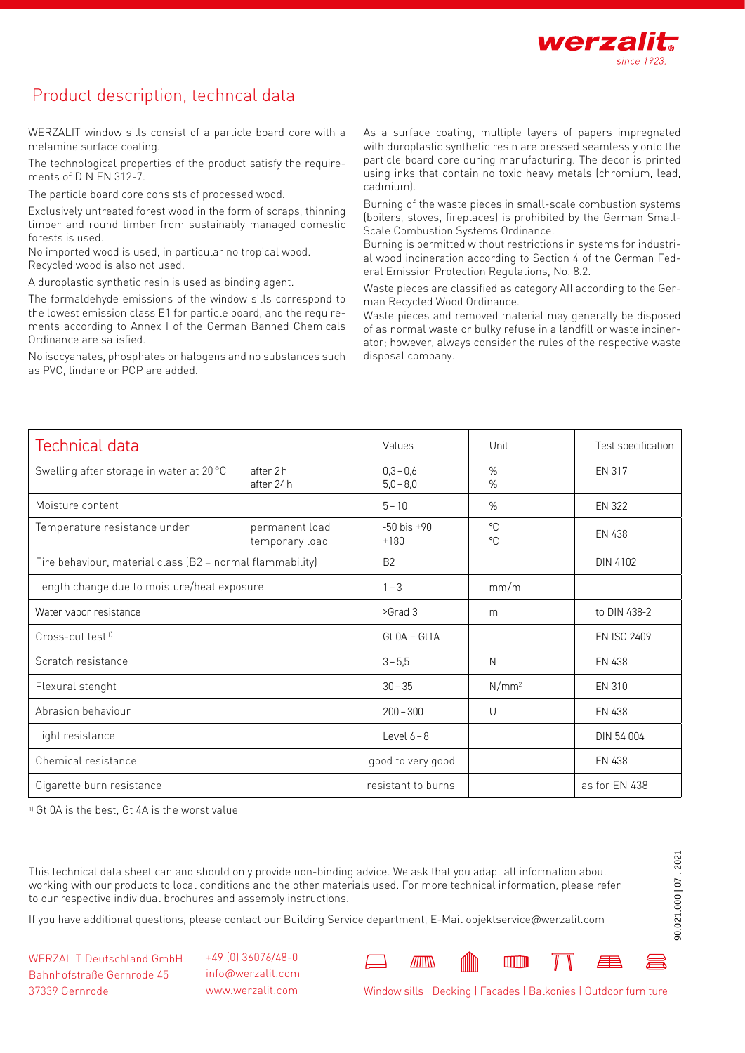# Product description, techncal data

WERZALIT window sills consist of a particle board core with a melamine surface coating.

The technological properties of the product satisfy the requirements of DIN EN 312-7.

The particle board core consists of processed wood.

Exclusively untreated forest wood in the form of scraps, thinning timber and round timber from sustainably managed domestic forests is used.
No imported wood is used, in particular no tropical wood.
Recycled wood is also not used.

A duroplastic synthetic resin is used as binding agent.

The formaldehyde emissions of the window sills correspond to the lowest emission class E1 for particle board, and the requirements according to Annex I of the German Banned Chemicals Ordinance are satisfied.

No isocyanates, phosphates or halogens and no substances such as PVC, lindane or PCP are added.

As a surface coating, multiple layers of papers impregnated with duroplastic synthetic resin are pressed seamlessly onto the particle board core during manufacturing. The decor is printed using inks that contain no toxic heavy metals (chromium, lead, cadmium).

Burning of the waste pieces in small-scale combustion systems (boilers, stoves, fireplaces) is prohibited by the German Small-Scale Combustion Systems Ordinance.
Burning is permitted without restrictions in systems for industrial wood incineration according to Section 4 of the German Federal Emission Protection Regulations, No. 8.2.

Waste pieces are classified as category AII according to the German Recycled Wood Ordinance.
Waste pieces and removed material may generally be disposed of as normal waste or bulky refuse in a landfill or waste incinerator; however, always consider the rules of the respective waste disposal company.

| Technical data | | Values | Unit | Test specification |
|---|---|---|---|---|
| Swelling after storage in water at 20 °C | after 2 h<br>after 24 h | 0,3 – 0,6<br>5,0 – 8,0 | %<br>% | EN 317 |
| Moisture content | | 5 – 10 | % | EN 322 |
| Temperature resistance under | permanent load<br>temporary load | -50 bis +90<br>+180 | °C<br>°C | EN 438 |
| Fire behaviour, material class (B2 = normal flammability) | | B2 | | DIN 4102 |
| Length change due to moisture/heat exposure | | 1 – 3 | mm/m | |
| Water vapor resistance | | >Grad 3 | m | to DIN 438-2 |
| Cross-cut test [1] | | Gt 0A – Gt1A | | EN ISO 2409 |
| Scratch resistance | | 3 – 5,5 | N | EN 438 |
| Flexural stenght | | 30 – 35 | $N/mm^2$ | EN 310 |
| Abrasion behaviour | | 200 – 300 | U | EN 438 |
| Light resistance | | Level 6 – 8 | | DIN 54 004 |
| Chemical resistance | | good to very good | | EN 438 |
| Cigarette burn resistance | | resistant to burns | | as for EN 438 |

[1] Gt 0A is the best, Gt 4A is the worst value

This technical data sheet can and should only provide non-binding advice. We ask that you adapt all information about working with our products to local conditions and the other materials used. For more technical information, please refer to our respective individual brochures and assembly instructions.

If you have additional questions, please contact our Building Service department, E-Mail objektservice@werzalit.com

WERZALIT Deutschland GmbH
Bahnhofstraße Gernrode 45
37339 Gernrode

+49 (0) 36076/48-0
info@werzalit.com
www.werzalit.com

Window sills | Decking | Facades | Balkonies | Outdoor furniture

90.021.000 | 07 . 2021